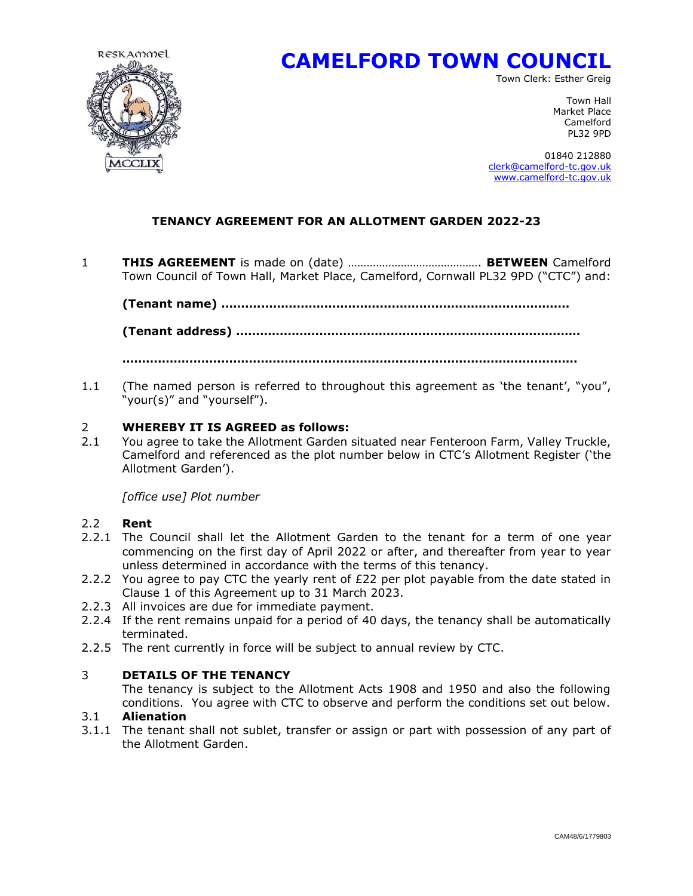RESKAMMEL

MCCLIX

# CAMELFORD TOWN COUNCIL

Town Clerk: Esther Greig

Town Hall
Market Place
Camelford
PL32 9PD

01840 212880
clerk@camelford-tc.gov.uk
www.camelford-tc.gov.uk

## TENANCY AGREEMENT FOR AN ALLOTMENT GARDEN 2022-23

1 **THIS AGREEMENT** is made on (date) ……………………………………. **BETWEEN** Camelford Town Council of Town Hall, Market Place, Camelford, Cornwall PL32 9PD ("CTC") and:

**(Tenant name) …………………………………………………………………………………**

**(Tenant address) ……………………………………………………………………………….**

**……………………………………………………………………………………………………………**

1.1 (The named person is referred to throughout this agreement as 'the tenant', "you", "your(s)" and "yourself").

2 **WHEREBY IT IS AGREED as follows:**

2.1 You agree to take the Allotment Garden situated near Fenteroon Farm, Valley Truckle, Camelford and referenced as the plot number below in CTC's Allotment Register ('the Allotment Garden').

*[office use] Plot number*

2.2 **Rent**

2.2.1 The Council shall let the Allotment Garden to the tenant for a term of one year commencing on the first day of April 2022 or after, and thereafter from year to year unless determined in accordance with the terms of this tenancy.

2.2.2 You agree to pay CTC the yearly rent of £22 per plot payable from the date stated in Clause 1 of this Agreement up to 31 March 2023.

2.2.3 All invoices are due for immediate payment.

2.2.4 If the rent remains unpaid for a period of 40 days, the tenancy shall be automatically terminated.

2.2.5 The rent currently in force will be subject to annual review by CTC.

3 **DETAILS OF THE TENANCY**

The tenancy is subject to the Allotment Acts 1908 and 1950 and also the following conditions. You agree with CTC to observe and perform the conditions set out below.

3.1 **Alienation**

3.1.1 The tenant shall not sublet, transfer or assign or part with possession of any part of the Allotment Garden.

CAM48/6/1779803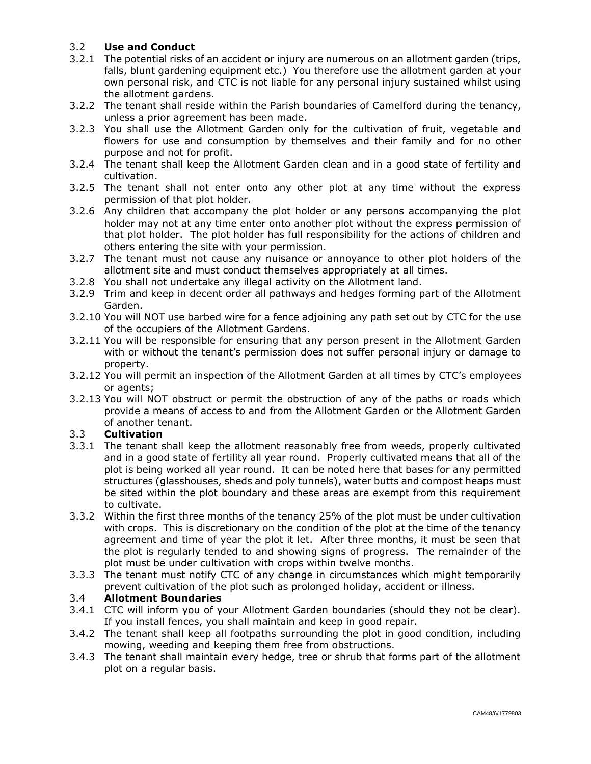### 3.2 **Use and Conduct**

3.2.1 The potential risks of an accident or injury are numerous on an allotment garden (trips, falls, blunt gardening equipment etc.) You therefore use the allotment garden at your own personal risk, and CTC is not liable for any personal injury sustained whilst using the allotment gardens.

3.2.2 The tenant shall reside within the Parish boundaries of Camelford during the tenancy, unless a prior agreement has been made.

3.2.3 You shall use the Allotment Garden only for the cultivation of fruit, vegetable and flowers for use and consumption by themselves and their family and for no other purpose and not for profit.

3.2.4 The tenant shall keep the Allotment Garden clean and in a good state of fertility and cultivation.

3.2.5 The tenant shall not enter onto any other plot at any time without the express permission of that plot holder.

3.2.6 Any children that accompany the plot holder or any persons accompanying the plot holder may not at any time enter onto another plot without the express permission of that plot holder. The plot holder has full responsibility for the actions of children and others entering the site with your permission.

3.2.7 The tenant must not cause any nuisance or annoyance to other plot holders of the allotment site and must conduct themselves appropriately at all times.

3.2.8 You shall not undertake any illegal activity on the Allotment land.

3.2.9 Trim and keep in decent order all pathways and hedges forming part of the Allotment Garden.

3.2.10 You will NOT use barbed wire for a fence adjoining any path set out by CTC for the use of the occupiers of the Allotment Gardens.

3.2.11 You will be responsible for ensuring that any person present in the Allotment Garden with or without the tenant's permission does not suffer personal injury or damage to property.

3.2.12 You will permit an inspection of the Allotment Garden at all times by CTC's employees or agents;

3.2.13 You will NOT obstruct or permit the obstruction of any of the paths or roads which provide a means of access to and from the Allotment Garden or the Allotment Garden of another tenant.

### 3.3 **Cultivation**

3.3.1 The tenant shall keep the allotment reasonably free from weeds, properly cultivated and in a good state of fertility all year round. Properly cultivated means that all of the plot is being worked all year round. It can be noted here that bases for any permitted structures (glasshouses, sheds and poly tunnels), water butts and compost heaps must be sited within the plot boundary and these areas are exempt from this requirement to cultivate.

3.3.2 Within the first three months of the tenancy 25% of the plot must be under cultivation with crops. This is discretionary on the condition of the plot at the time of the tenancy agreement and time of year the plot it let. After three months, it must be seen that the plot is regularly tended to and showing signs of progress. The remainder of the plot must be under cultivation with crops within twelve months.

3.3.3 The tenant must notify CTC of any change in circumstances which might temporarily prevent cultivation of the plot such as prolonged holiday, accident or illness.

### 3.4 **Allotment Boundaries**

3.4.1 CTC will inform you of your Allotment Garden boundaries (should they not be clear). If you install fences, you shall maintain and keep in good repair.

3.4.2 The tenant shall keep all footpaths surrounding the plot in good condition, including mowing, weeding and keeping them free from obstructions.

3.4.3 The tenant shall maintain every hedge, tree or shrub that forms part of the allotment plot on a regular basis.

CAM48/6/1779803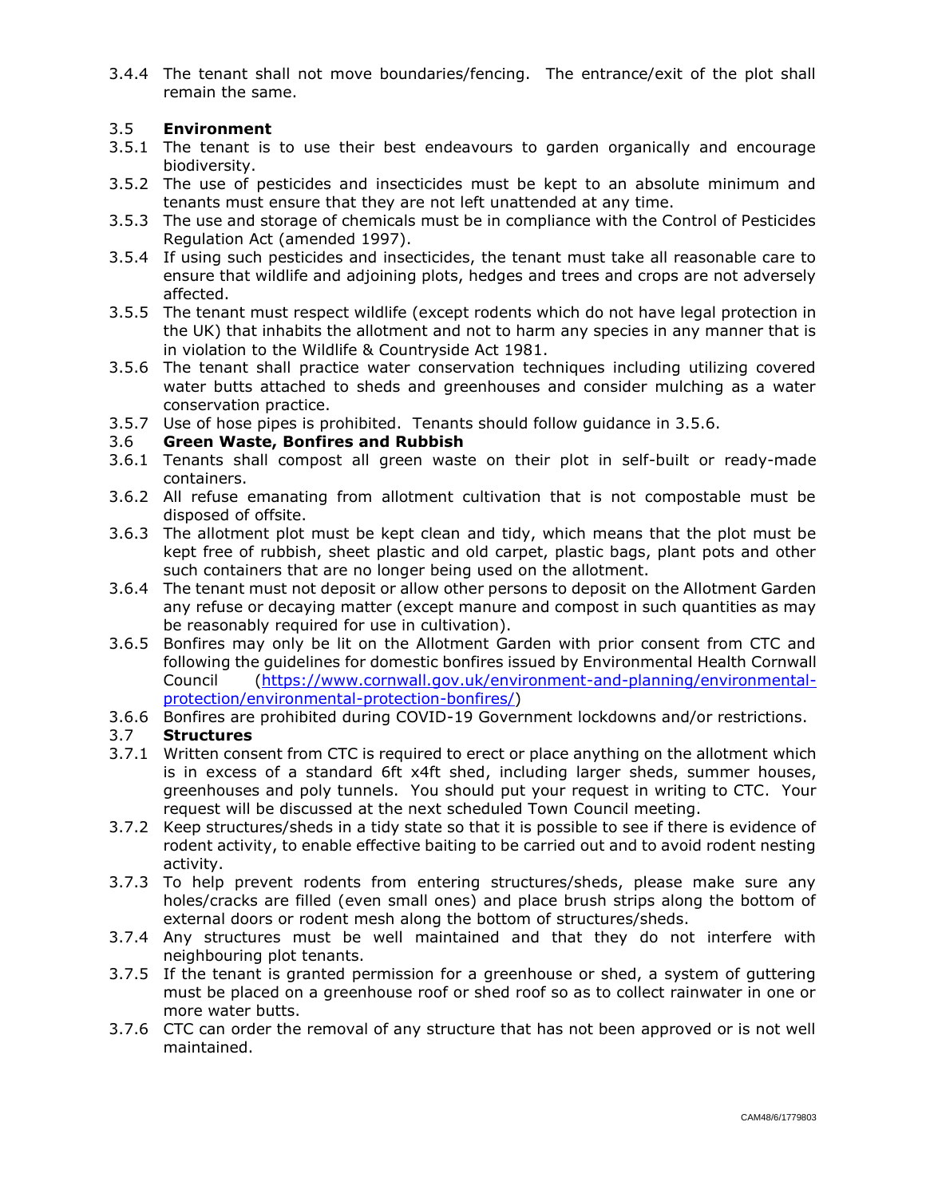3.4.4 The tenant shall not move boundaries/fencing. The entrance/exit of the plot shall remain the same.

### 3.5 **Environment**

3.5.1 The tenant is to use their best endeavours to garden organically and encourage biodiversity.

3.5.2 The use of pesticides and insecticides must be kept to an absolute minimum and tenants must ensure that they are not left unattended at any time.

3.5.3 The use and storage of chemicals must be in compliance with the Control of Pesticides Regulation Act (amended 1997).

3.5.4 If using such pesticides and insecticides, the tenant must take all reasonable care to ensure that wildlife and adjoining plots, hedges and trees and crops are not adversely affected.

3.5.5 The tenant must respect wildlife (except rodents which do not have legal protection in the UK) that inhabits the allotment and not to harm any species in any manner that is in violation to the Wildlife & Countryside Act 1981.

3.5.6 The tenant shall practice water conservation techniques including utilizing covered water butts attached to sheds and greenhouses and consider mulching as a water conservation practice.

3.5.7 Use of hose pipes is prohibited. Tenants should follow guidance in 3.5.6.

### 3.6 **Green Waste, Bonfires and Rubbish**

3.6.1 Tenants shall compost all green waste on their plot in self-built or ready-made containers.

3.6.2 All refuse emanating from allotment cultivation that is not compostable must be disposed of offsite.

3.6.3 The allotment plot must be kept clean and tidy, which means that the plot must be kept free of rubbish, sheet plastic and old carpet, plastic bags, plant pots and other such containers that are no longer being used on the allotment.

3.6.4 The tenant must not deposit or allow other persons to deposit on the Allotment Garden any refuse or decaying matter (except manure and compost in such quantities as may be reasonably required for use in cultivation).

3.6.5 Bonfires may only be lit on the Allotment Garden with prior consent from CTC and following the guidelines for domestic bonfires issued by Environmental Health Cornwall Council (https://www.cornwall.gov.uk/environment-and-planning/environmental-protection/environmental-protection-bonfires/)

3.6.6 Bonfires are prohibited during COVID-19 Government lockdowns and/or restrictions.

### 3.7 **Structures**

3.7.1 Written consent from CTC is required to erect or place anything on the allotment which is in excess of a standard 6ft x4ft shed, including larger sheds, summer houses, greenhouses and poly tunnels. You should put your request in writing to CTC. Your request will be discussed at the next scheduled Town Council meeting.

3.7.2 Keep structures/sheds in a tidy state so that it is possible to see if there is evidence of rodent activity, to enable effective baiting to be carried out and to avoid rodent nesting activity.

3.7.3 To help prevent rodents from entering structures/sheds, please make sure any holes/cracks are filled (even small ones) and place brush strips along the bottom of external doors or rodent mesh along the bottom of structures/sheds.

3.7.4 Any structures must be well maintained and that they do not interfere with neighbouring plot tenants.

3.7.5 If the tenant is granted permission for a greenhouse or shed, a system of guttering must be placed on a greenhouse roof or shed roof so as to collect rainwater in one or more water butts.

3.7.6 CTC can order the removal of any structure that has not been approved or is not well maintained.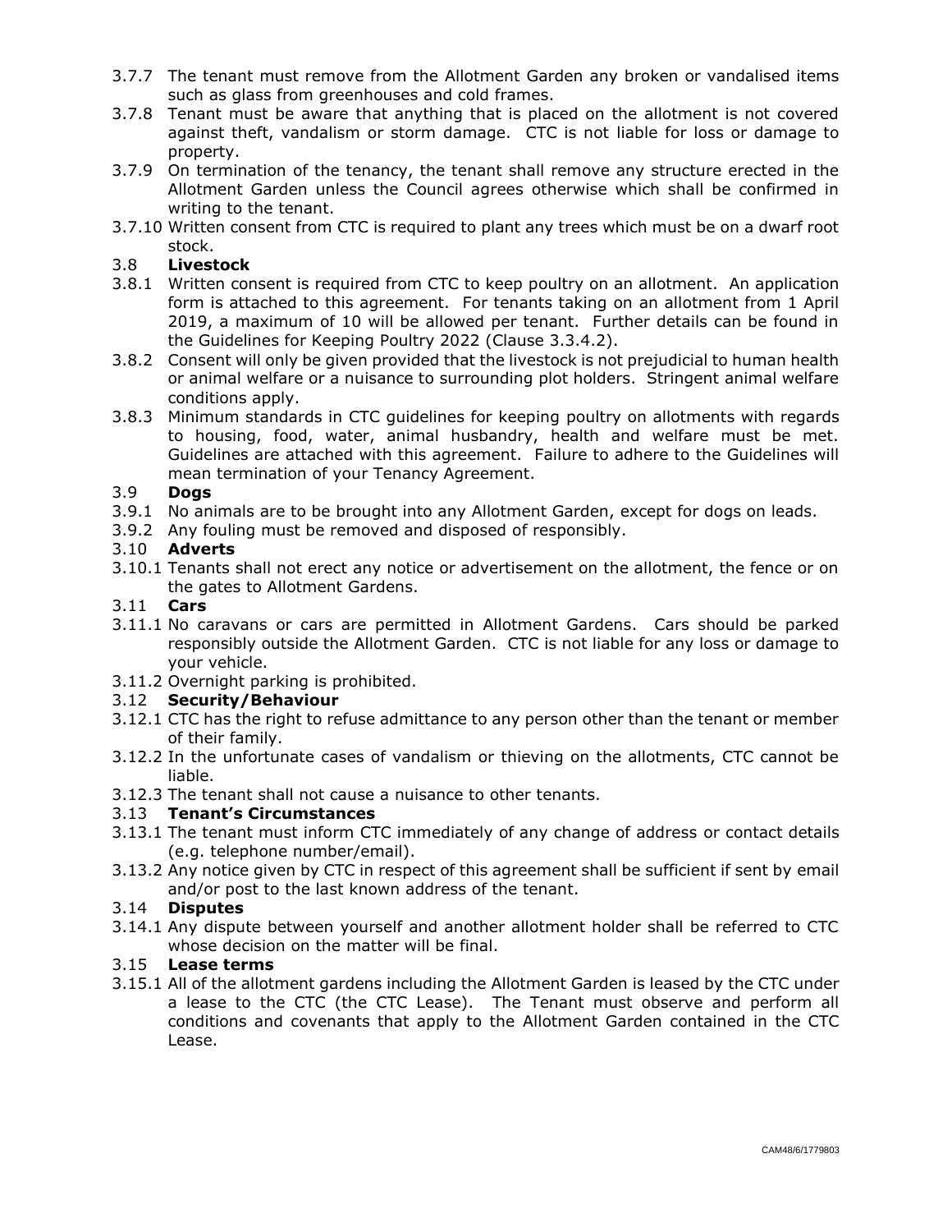3.7.7 The tenant must remove from the Allotment Garden any broken or vandalised items such as glass from greenhouses and cold frames.

3.7.8 Tenant must be aware that anything that is placed on the allotment is not covered against theft, vandalism or storm damage. CTC is not liable for loss or damage to property.

3.7.9 On termination of the tenancy, the tenant shall remove any structure erected in the Allotment Garden unless the Council agrees otherwise which shall be confirmed in writing to the tenant.

3.7.10 Written consent from CTC is required to plant any trees which must be on a dwarf root stock.

3.8 **Livestock**

3.8.1 Written consent is required from CTC to keep poultry on an allotment. An application form is attached to this agreement. For tenants taking on an allotment from 1 April 2019, a maximum of 10 will be allowed per tenant. Further details can be found in the Guidelines for Keeping Poultry 2022 (Clause 3.3.4.2).

3.8.2 Consent will only be given provided that the livestock is not prejudicial to human health or animal welfare or a nuisance to surrounding plot holders. Stringent animal welfare conditions apply.

3.8.3 Minimum standards in CTC guidelines for keeping poultry on allotments with regards to housing, food, water, animal husbandry, health and welfare must be met. Guidelines are attached with this agreement. Failure to adhere to the Guidelines will mean termination of your Tenancy Agreement.

3.9 **Dogs**

3.9.1 No animals are to be brought into any Allotment Garden, except for dogs on leads.

3.9.2 Any fouling must be removed and disposed of responsibly.

3.10 **Adverts**

3.10.1 Tenants shall not erect any notice or advertisement on the allotment, the fence or on the gates to Allotment Gardens.

3.11 **Cars**

3.11.1 No caravans or cars are permitted in Allotment Gardens. Cars should be parked responsibly outside the Allotment Garden. CTC is not liable for any loss or damage to your vehicle.

3.11.2 Overnight parking is prohibited.

3.12 **Security/Behaviour**

3.12.1 CTC has the right to refuse admittance to any person other than the tenant or member of their family.

3.12.2 In the unfortunate cases of vandalism or thieving on the allotments, CTC cannot be liable.

3.12.3 The tenant shall not cause a nuisance to other tenants.

3.13 **Tenant's Circumstances**

3.13.1 The tenant must inform CTC immediately of any change of address or contact details (e.g. telephone number/email).

3.13.2 Any notice given by CTC in respect of this agreement shall be sufficient if sent by email and/or post to the last known address of the tenant.

3.14 **Disputes**

3.14.1 Any dispute between yourself and another allotment holder shall be referred to CTC whose decision on the matter will be final.

3.15 **Lease terms**

3.15.1 All of the allotment gardens including the Allotment Garden is leased by the CTC under a lease to the CTC (the CTC Lease). The Tenant must observe and perform all conditions and covenants that apply to the Allotment Garden contained in the CTC Lease.

CAM48/6/1779803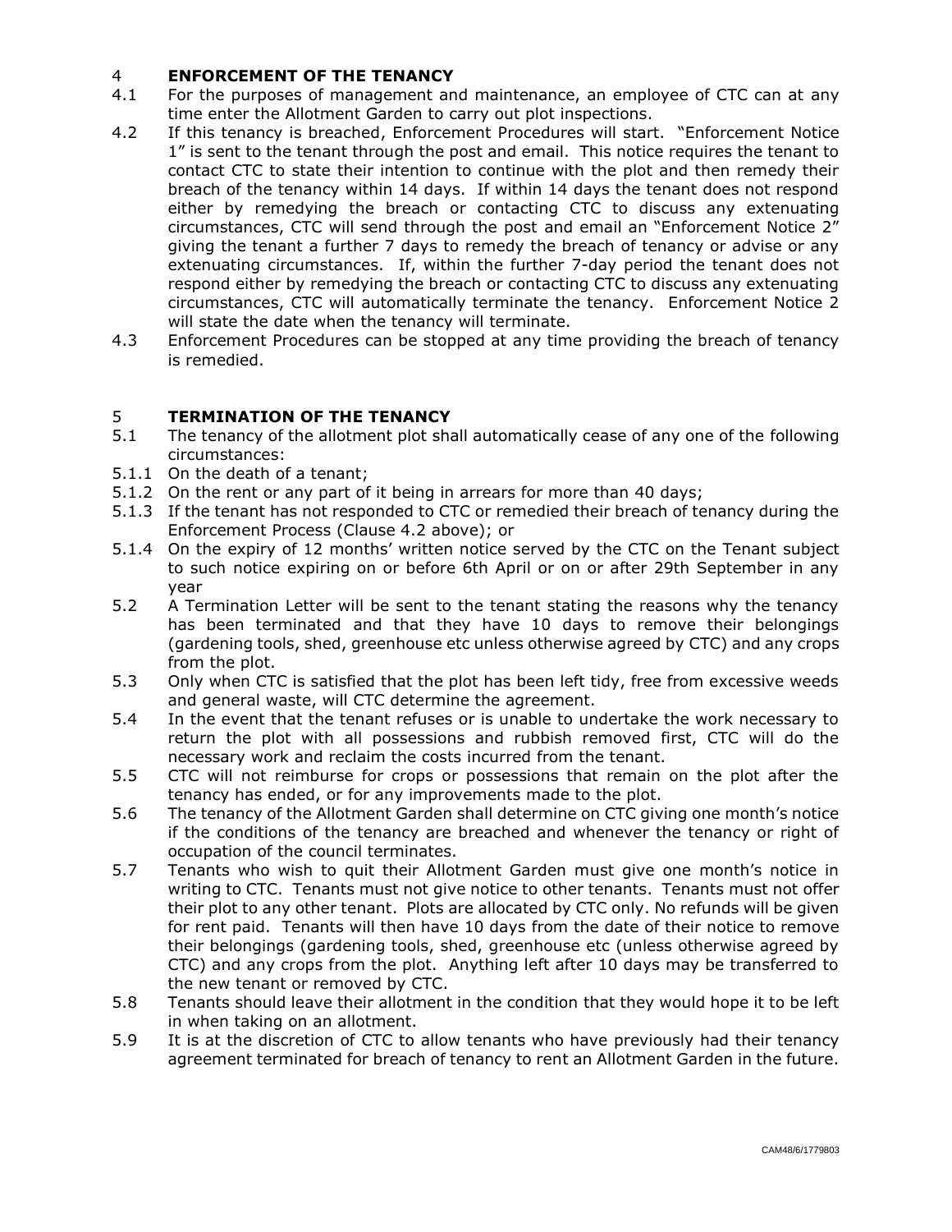## 4 ENFORCEMENT OF THE TENANCY

4.1 For the purposes of management and maintenance, an employee of CTC can at any time enter the Allotment Garden to carry out plot inspections.

4.2 If this tenancy is breached, Enforcement Procedures will start. "Enforcement Notice 1" is sent to the tenant through the post and email. This notice requires the tenant to contact CTC to state their intention to continue with the plot and then remedy their breach of the tenancy within 14 days. If within 14 days the tenant does not respond either by remedying the breach or contacting CTC to discuss any extenuating circumstances, CTC will send through the post and email an "Enforcement Notice 2" giving the tenant a further 7 days to remedy the breach of tenancy or advise or any extenuating circumstances. If, within the further 7-day period the tenant does not respond either by remedying the breach or contacting CTC to discuss any extenuating circumstances, CTC will automatically terminate the tenancy. Enforcement Notice 2 will state the date when the tenancy will terminate.

4.3 Enforcement Procedures can be stopped at any time providing the breach of tenancy is remedied.

## 5 TERMINATION OF THE TENANCY

5.1 The tenancy of the allotment plot shall automatically cease of any one of the following circumstances:

5.1.1 On the death of a tenant;

5.1.2 On the rent or any part of it being in arrears for more than 40 days;

5.1.3 If the tenant has not responded to CTC or remedied their breach of tenancy during the Enforcement Process (Clause 4.2 above); or

5.1.4 On the expiry of 12 months' written notice served by the CTC on the Tenant subject to such notice expiring on or before 6th April or on or after 29th September in any year

5.2 A Termination Letter will be sent to the tenant stating the reasons why the tenancy has been terminated and that they have 10 days to remove their belongings (gardening tools, shed, greenhouse etc unless otherwise agreed by CTC) and any crops from the plot.

5.3 Only when CTC is satisfied that the plot has been left tidy, free from excessive weeds and general waste, will CTC determine the agreement.

5.4 In the event that the tenant refuses or is unable to undertake the work necessary to return the plot with all possessions and rubbish removed first, CTC will do the necessary work and reclaim the costs incurred from the tenant.

5.5 CTC will not reimburse for crops or possessions that remain on the plot after the tenancy has ended, or for any improvements made to the plot.

5.6 The tenancy of the Allotment Garden shall determine on CTC giving one month's notice if the conditions of the tenancy are breached and whenever the tenancy or right of occupation of the council terminates.

5.7 Tenants who wish to quit their Allotment Garden must give one month's notice in writing to CTC. Tenants must not give notice to other tenants. Tenants must not offer their plot to any other tenant. Plots are allocated by CTC only. No refunds will be given for rent paid. Tenants will then have 10 days from the date of their notice to remove their belongings (gardening tools, shed, greenhouse etc (unless otherwise agreed by CTC) and any crops from the plot. Anything left after 10 days may be transferred to the new tenant or removed by CTC.

5.8 Tenants should leave their allotment in the condition that they would hope it to be left in when taking on an allotment.

5.9 It is at the discretion of CTC to allow tenants who have previously had their tenancy agreement terminated for breach of tenancy to rent an Allotment Garden in the future.

CAM48/6/1779803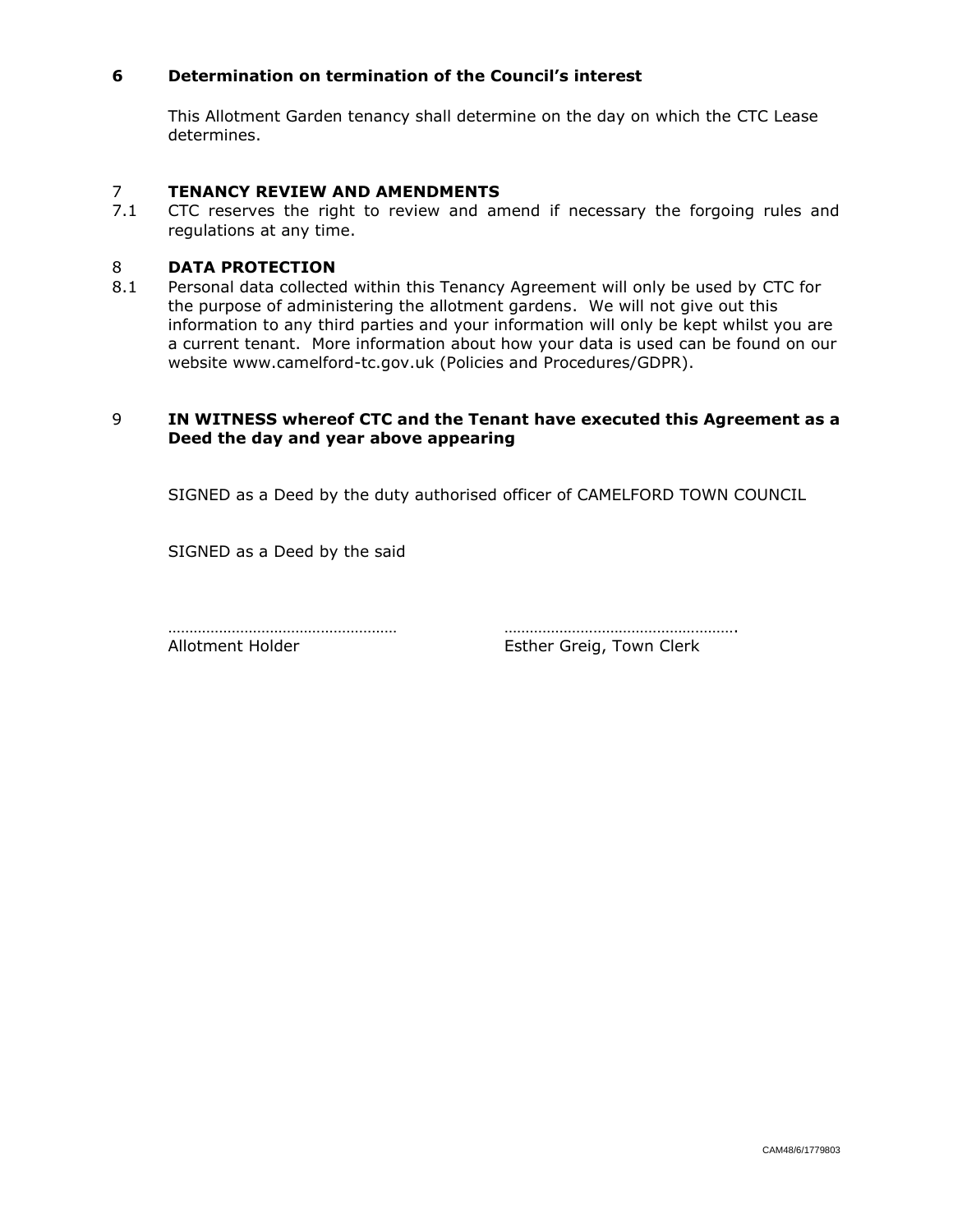**6 Determination on termination of the Council's interest**

This Allotment Garden tenancy shall determine on the day on which the CTC Lease determines.

7 **TENANCY REVIEW AND AMENDMENTS**

7.1 CTC reserves the right to review and amend if necessary the forgoing rules and regulations at any time.

8 **DATA PROTECTION**

8.1 Personal data collected within this Tenancy Agreement will only be used by CTC for the purpose of administering the allotment gardens. We will not give out this information to any third parties and your information will only be kept whilst you are a current tenant. More information about how your data is used can be found on our website www.camelford-tc.gov.uk (Policies and Procedures/GDPR).

9 **IN WITNESS whereof CTC and the Tenant have executed this Agreement as a Deed the day and year above appearing**

SIGNED as a Deed by the duty authorised officer of CAMELFORD TOWN COUNCIL

SIGNED as a Deed by the said

……………………………………………… ……………………………………………….

Allotment Holder Esther Greig, Town Clerk

CAM48/6/1779803